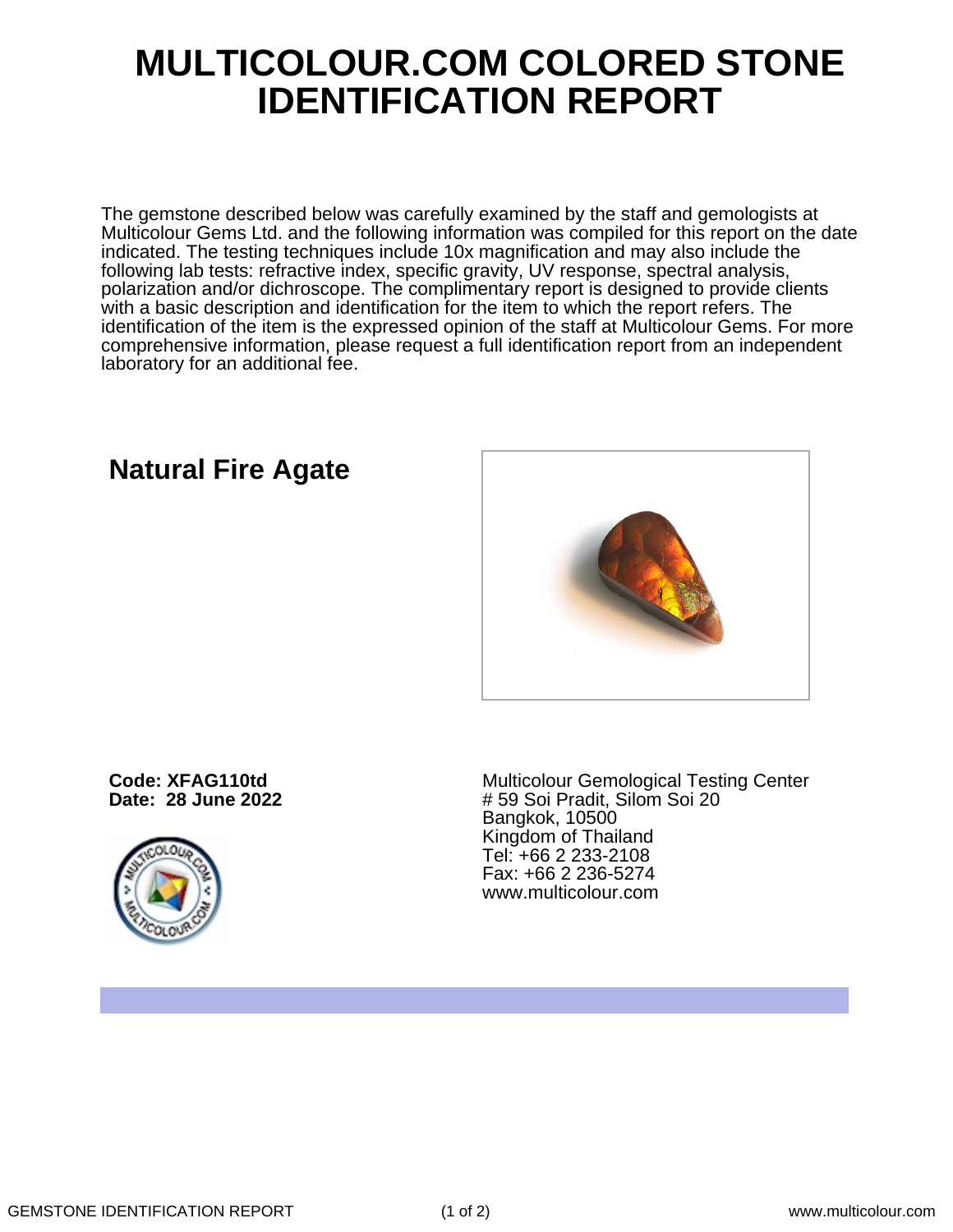# MULTICOLOUR.COM COLORED STONE IDENTIFICATION REPORT

The gemstone described below was carefully examined by the staff and gemologists at Multicolour Gems Ltd. and the following information was compiled for this report on the date indicated. The testing techniques include 10x magnification and may also include the following lab tests: refractive index, specific gravity, UV response, spectral analysis, polarization and/or dichroscope. The complimentary report is designed to provide clients with a basic description and identification for the item to which the report refers. The identification of the item is the expressed opinion of the staff at Multicolour Gems. For more comprehensive information, please request a full identification report from an independent laboratory for an additional fee.

## Natural Fire Agate

**Code: XFAG110td**
**Date: 28 June 2022**

Multicolour Gemological Testing Center
# 59 Soi Pradit, Silom Soi 20
Bangkok, 10500
Kingdom of Thailand
Tel: +66 2 233-2108
Fax: +66 2 236-5274
www.multicolour.com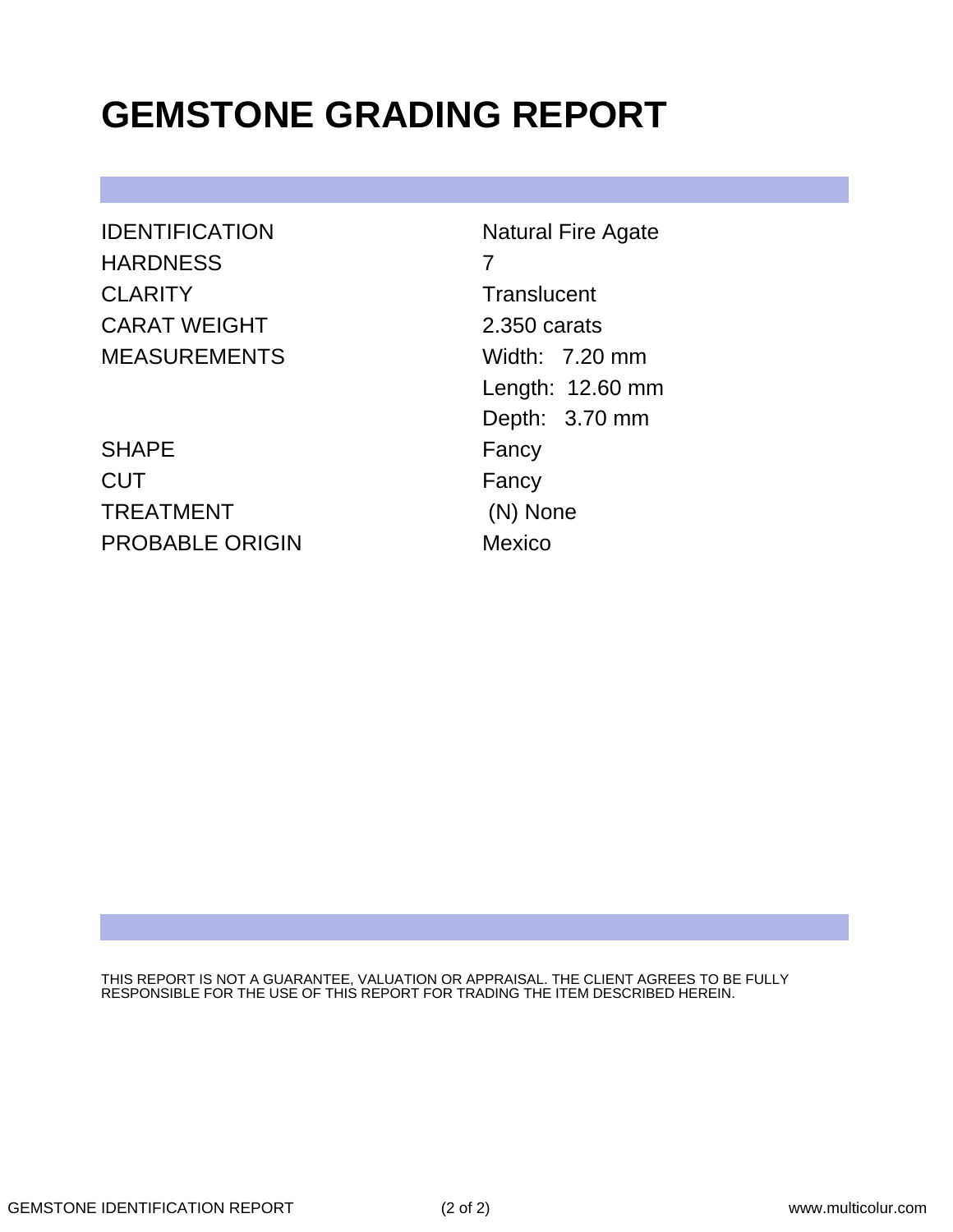# GEMSTONE GRADING REPORT

| | |
|---|---|
| IDENTIFICATION | Natural Fire Agate |
| HARDNESS | 7 |
| CLARITY | Translucent |
| CARAT WEIGHT | 2.350 carats |
| MEASUREMENTS | Width: 7.20 mm |
| | Length: 12.60 mm |
| | Depth: 3.70 mm |
| SHAPE | Fancy |
| CUT | Fancy |
| TREATMENT | (N) None |
| PROBABLE ORIGIN | Mexico |

THIS REPORT IS NOT A GUARANTEE, VALUATION OR APPRAISAL. THE CLIENT AGREES TO BE FULLY RESPONSIBLE FOR THE USE OF THIS REPORT FOR TRADING THE ITEM DESCRIBED HEREIN.